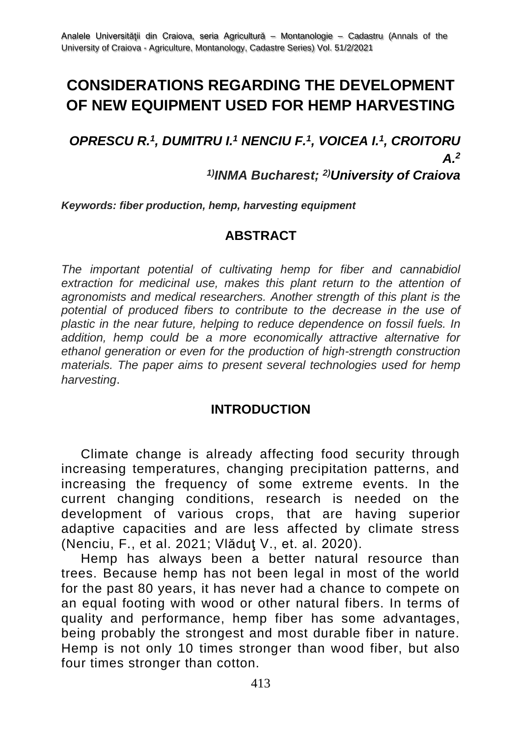# CONSIDERATIONS REGARDING THE DEVELOPMENT OF NEW EQUIPMENT USED FOR HEMP HARVESTING

***OPRESCU R.[1], DUMITRU I.[1] NENCIU F.[1], VOICEA I.[1], CROITORU A.[2]***

***[1)]INMA Bucharest; [2)]University of Craiova***

***Keywords: fiber production, hemp, harvesting equipment***

## ABSTRACT

*The important potential of cultivating hemp for fiber and cannabidiol extraction for medicinal use, makes this plant return to the attention of agronomists and medical researchers. Another strength of this plant is the potential of produced fibers to contribute to the decrease in the use of plastic in the near future, helping to reduce dependence on fossil fuels. In addition, hemp could be a more economically attractive alternative for ethanol generation or even for the production of high-strength construction materials. The paper aims to present several technologies used for hemp harvesting*.

## INTRODUCTION

Climate change is already affecting food security through increasing temperatures, changing precipitation patterns, and increasing the frequency of some extreme events. In the current changing conditions, research is needed on the development of various crops, that are having superior adaptive capacities and are less affected by climate stress (Nenciu, F., et al. 2021; Vlăduţ V., et. al. 2020).

Hemp has always been a better natural resource than trees. Because hemp has not been legal in most of the world for the past 80 years, it has never had a chance to compete on an equal footing with wood or other natural fibers. In terms of quality and performance, hemp fiber has some advantages, being probably the strongest and most durable fiber in nature. Hemp is not only 10 times stronger than wood fiber, but also four times stronger than cotton.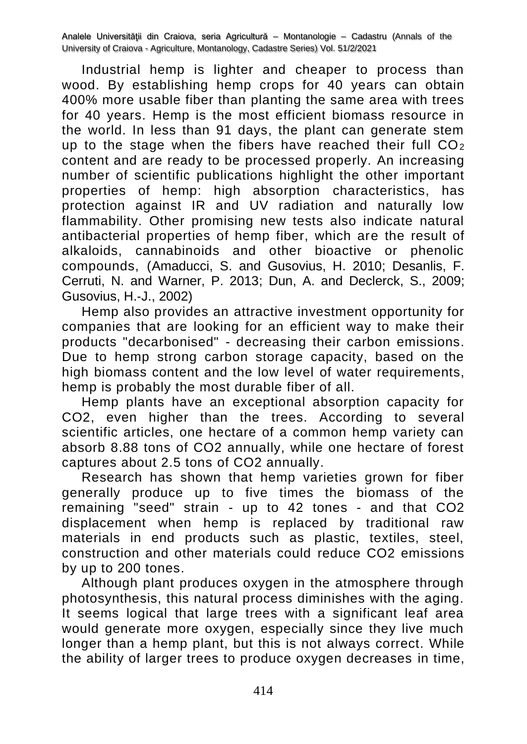Industrial hemp is lighter and cheaper to process than wood. By establishing hemp crops for 40 years can obtain 400% more usable fiber than planting the same area with trees for 40 years. Hemp is the most efficient biomass resource in the world. In less than 91 days, the plant can generate stem up to the stage when the fibers have reached their full $CO_2$ content and are ready to be processed properly. An increasing number of scientific publications highlight the other important properties of hemp: high absorption characteristics, has protection against IR and UV radiation and naturally low flammability. Other promising new tests also indicate natural antibacterial properties of hemp fiber, which are the result of alkaloids, cannabinoids and other bioactive or phenolic compounds, (Amaducci, S. and Gusovius, H. 2010; Desanlis, F. Cerruti, N. and Warner, P. 2013; Dun, A. and Declerck, S., 2009; Gusovius, H.-J., 2002)

Hemp also provides an attractive investment opportunity for companies that are looking for an efficient way to make their products "decarbonised" - decreasing their carbon emissions. Due to hemp strong carbon storage capacity, based on the high biomass content and the low level of water requirements, hemp is probably the most durable fiber of all.

Hemp plants have an exceptional absorption capacity for $CO_2$, even higher than the trees. According to several scientific articles, one hectare of a common hemp variety can absorb 8.88 tons of $CO_2$ annually, while one hectare of forest captures about 2.5 tons of $CO_2$ annually.

Research has shown that hemp varieties grown for fiber generally produce up to five times the biomass of the remaining "seed" strain - up to 42 tones - and that $CO_2$ displacement when hemp is replaced by traditional raw materials in end products such as plastic, textiles, steel, construction and other materials could reduce $CO_2$ emissions by up to 200 tones.

Although plant produces oxygen in the atmosphere through photosynthesis, this natural process diminishes with the aging. It seems logical that large trees with a significant leaf area would generate more oxygen, especially since they live much longer than a hemp plant, but this is not always correct. While the ability of larger trees to produce oxygen decreases in time,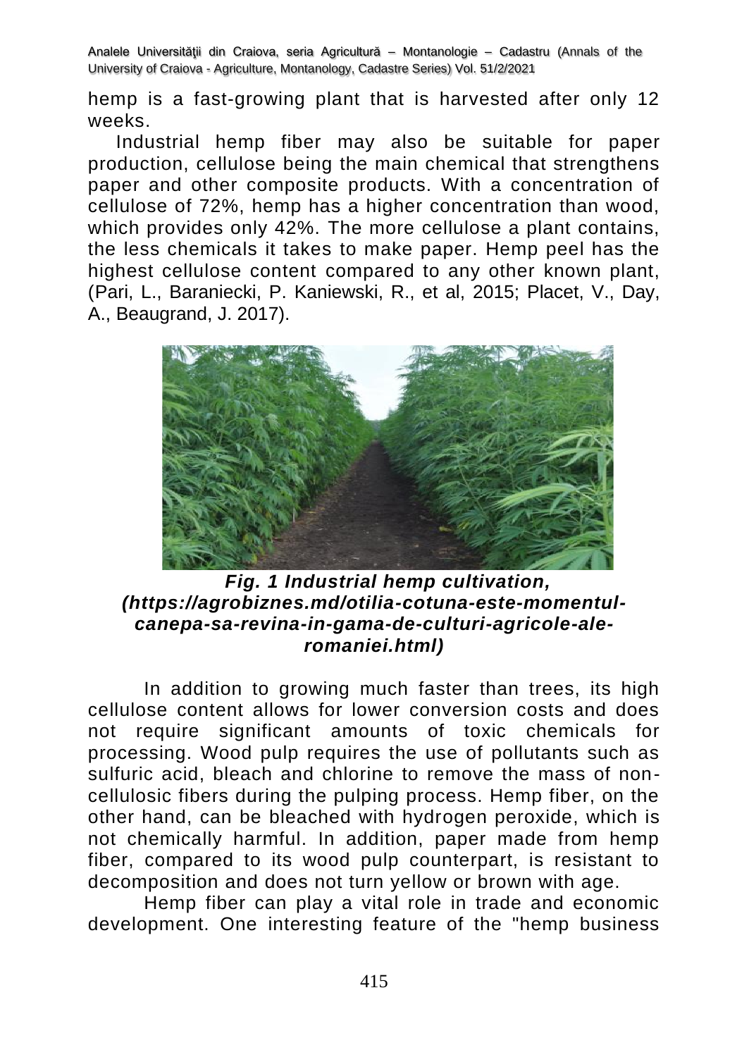hemp is a fast-growing plant that is harvested after only 12 weeks.

Industrial hemp fiber may also be suitable for paper production, cellulose being the main chemical that strengthens paper and other composite products. With a concentration of cellulose of 72%, hemp has a higher concentration than wood, which provides only 42%. The more cellulose a plant contains, the less chemicals it takes to make paper. Hemp peel has the highest cellulose content compared to any other known plant, (Pari, L., Baraniecki, P. Kaniewski, R., et al, 2015; Placet, V., Day, A., Beaugrand, J. 2017).

***Fig. 1 Industrial hemp cultivation, (https://agrobiznes.md/otilia-cotuna-este-momentul-canepa-sa-revina-in-gama-de-culturi-agricole-ale-romaniei.html)***

In addition to growing much faster than trees, its high cellulose content allows for lower conversion costs and does not require significant amounts of toxic chemicals for processing. Wood pulp requires the use of pollutants such as sulfuric acid, bleach and chlorine to remove the mass of non-cellulosic fibers during the pulping process. Hemp fiber, on the other hand, can be bleached with hydrogen peroxide, which is not chemically harmful. In addition, paper made from hemp fiber, compared to its wood pulp counterpart, is resistant to decomposition and does not turn yellow or brown with age.

Hemp fiber can play a vital role in trade and economic development. One interesting feature of the "hemp business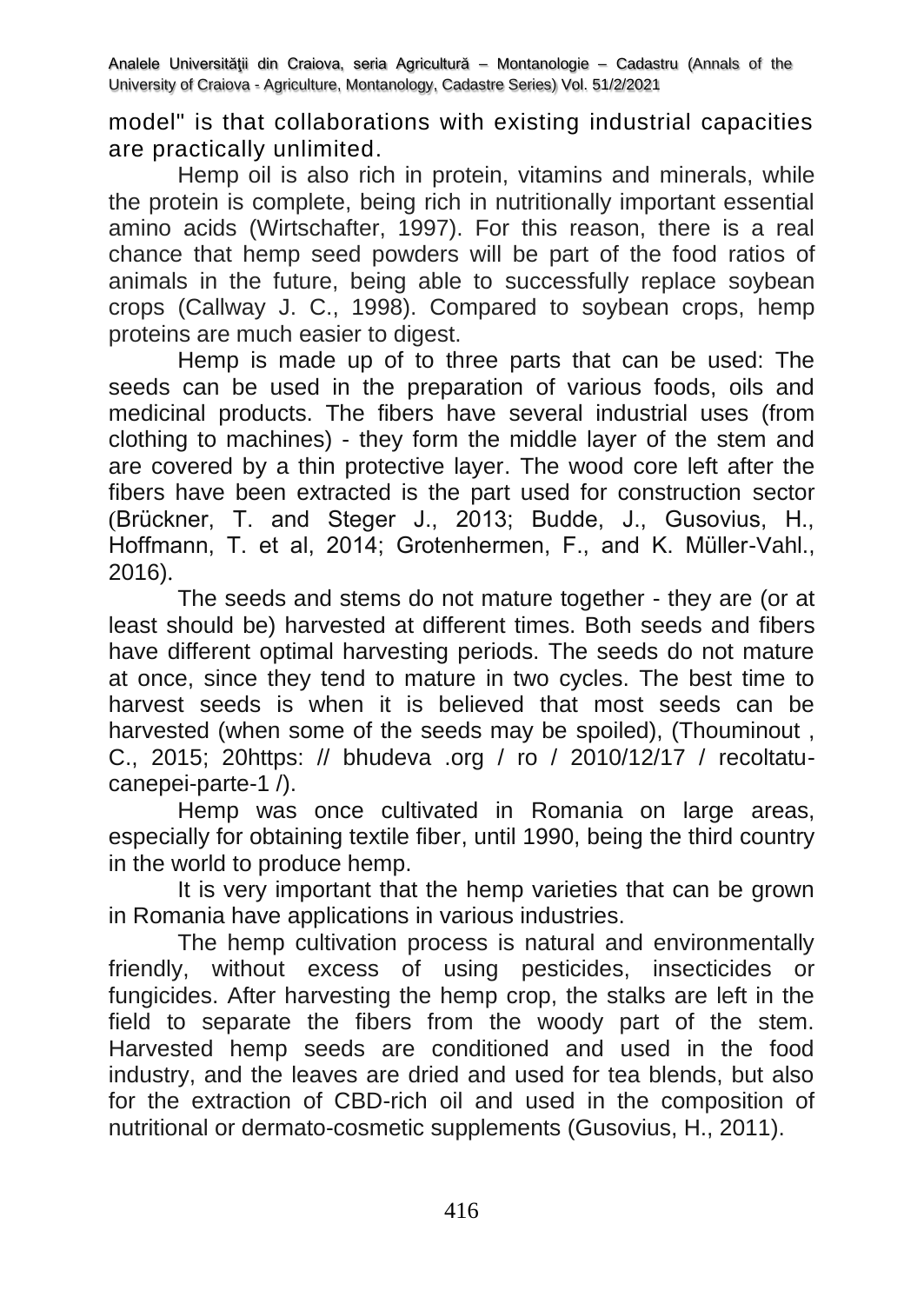model" is that collaborations with existing industrial capacities are practically unlimited.

Hemp oil is also rich in protein, vitamins and minerals, while the protein is complete, being rich in nutritionally important essential amino acids (Wirtschafter, 1997). For this reason, there is a real chance that hemp seed powders will be part of the food ratios of animals in the future, being able to successfully replace soybean crops (Callway J. C., 1998). Compared to soybean crops, hemp proteins are much easier to digest.

Hemp is made up of to three parts that can be used: The seeds can be used in the preparation of various foods, oils and medicinal products. The fibers have several industrial uses (from clothing to machines) - they form the middle layer of the stem and are covered by a thin protective layer. The wood core left after the fibers have been extracted is the part used for construction sector (Brückner, T. and Steger J., 2013; Budde, J., Gusovius, H., Hoffmann, T. et al, 2014; Grotenhermen, F., and K. Müller-Vahl., 2016).

The seeds and stems do not mature together - they are (or at least should be) harvested at different times. Both seeds and fibers have different optimal harvesting periods. The seeds do not mature at once, since they tend to mature in two cycles. The best time to harvest seeds is when it is believed that most seeds can be harvested (when some of the seeds may be spoiled), (Thouminout , C., 2015; 20https: // bhudeva .org / ro / 2010/12/17 / recoltatu-canepei-parte-1 /).

Hemp was once cultivated in Romania on large areas, especially for obtaining textile fiber, until 1990, being the third country in the world to produce hemp.

It is very important that the hemp varieties that can be grown in Romania have applications in various industries.

The hemp cultivation process is natural and environmentally friendly, without excess of using pesticides, insecticides or fungicides. After harvesting the hemp crop, the stalks are left in the field to separate the fibers from the woody part of the stem. Harvested hemp seeds are conditioned and used in the food industry, and the leaves are dried and used for tea blends, but also for the extraction of CBD-rich oil and used in the composition of nutritional or dermato-cosmetic supplements (Gusovius, H., 2011).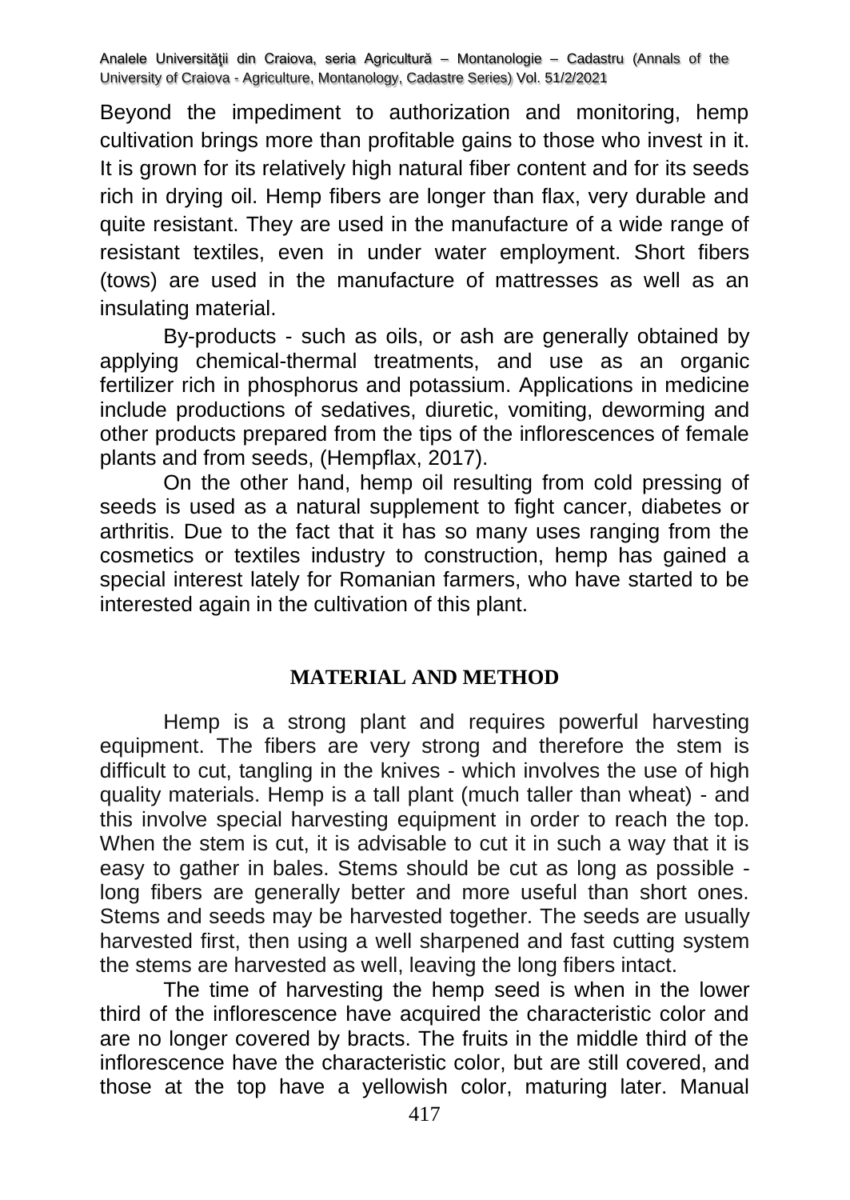Beyond the impediment to authorization and monitoring, hemp cultivation brings more than profitable gains to those who invest in it. It is grown for its relatively high natural fiber content and for its seeds rich in drying oil. Hemp fibers are longer than flax, very durable and quite resistant. They are used in the manufacture of a wide range of resistant textiles, even in under water employment. Short fibers (tows) are used in the manufacture of mattresses as well as an insulating material.

By-products - such as oils, or ash are generally obtained by applying chemical-thermal treatments, and use as an organic fertilizer rich in phosphorus and potassium. Applications in medicine include productions of sedatives, diuretic, vomiting, deworming and other products prepared from the tips of the inflorescences of female plants and from seeds, (Hempflax, 2017).

On the other hand, hemp oil resulting from cold pressing of seeds is used as a natural supplement to fight cancer, diabetes or arthritis. Due to the fact that it has so many uses ranging from the cosmetics or textiles industry to construction, hemp has gained a special interest lately for Romanian farmers, who have started to be interested again in the cultivation of this plant.

## MATERIAL AND METHOD

Hemp is a strong plant and requires powerful harvesting equipment. The fibers are very strong and therefore the stem is difficult to cut, tangling in the knives - which involves the use of high quality materials. Hemp is a tall plant (much taller than wheat) - and this involve special harvesting equipment in order to reach the top. When the stem is cut, it is advisable to cut it in such a way that it is easy to gather in bales. Stems should be cut as long as possible - long fibers are generally better and more useful than short ones. Stems and seeds may be harvested together. The seeds are usually harvested first, then using a well sharpened and fast cutting system the stems are harvested as well, leaving the long fibers intact.

The time of harvesting the hemp seed is when in the lower third of the inflorescence have acquired the characteristic color and are no longer covered by bracts. The fruits in the middle third of the inflorescence have the characteristic color, but are still covered, and those at the top have a yellowish color, maturing later. Manual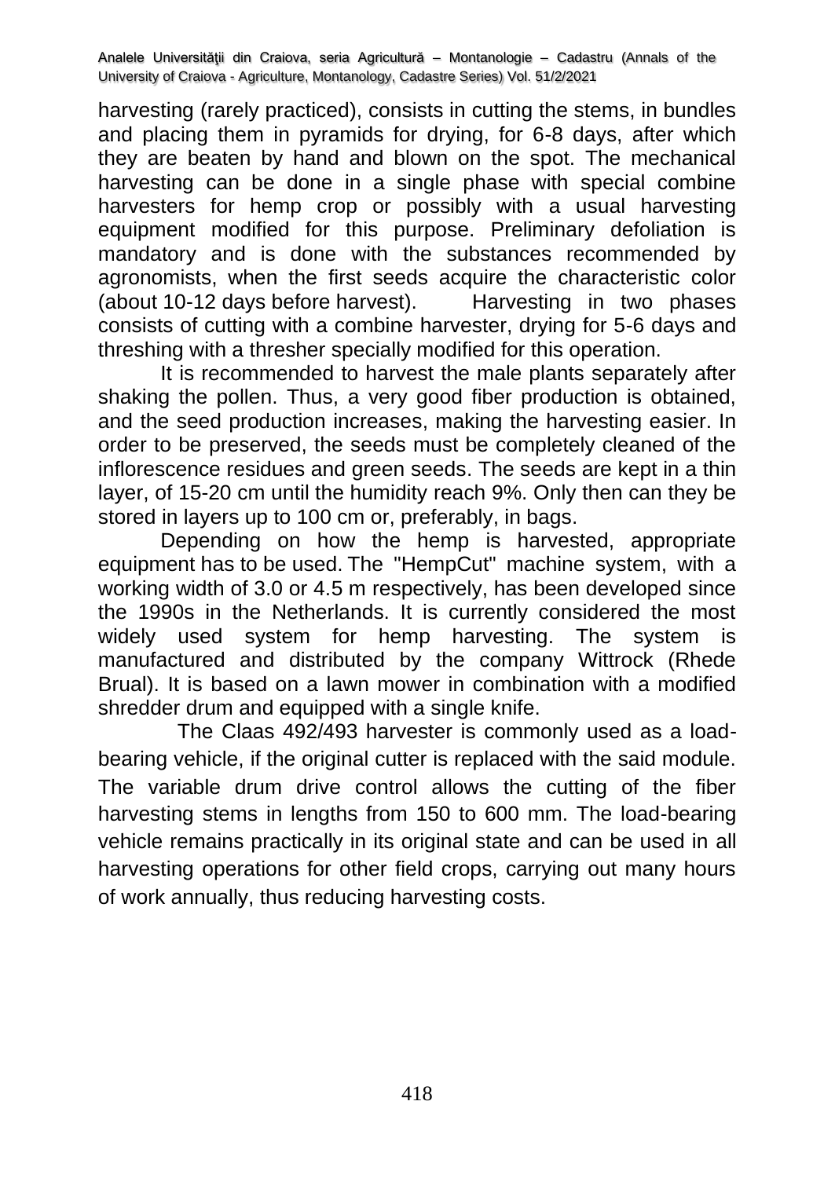harvesting (rarely practiced), consists in cutting the stems, in bundles and placing them in pyramids for drying, for 6-8 days, after which they are beaten by hand and blown on the spot. The mechanical harvesting can be done in a single phase with special combine harvesters for hemp crop or possibly with a usual harvesting equipment modified for this purpose. Preliminary defoliation is mandatory and is done with the substances recommended by agronomists, when the first seeds acquire the characteristic color (about 10-12 days before harvest). Harvesting in two phases consists of cutting with a combine harvester, drying for 5-6 days and threshing with a thresher specially modified for this operation.

It is recommended to harvest the male plants separately after shaking the pollen. Thus, a very good fiber production is obtained, and the seed production increases, making the harvesting easier. In order to be preserved, the seeds must be completely cleaned of the inflorescence residues and green seeds. The seeds are kept in a thin layer, of 15-20 cm until the humidity reach 9%. Only then can they be stored in layers up to 100 cm or, preferably, in bags.

Depending on how the hemp is harvested, appropriate equipment has to be used. The "HempCut" machine system, with a working width of 3.0 or 4.5 m respectively, has been developed since the 1990s in the Netherlands. It is currently considered the most widely used system for hemp harvesting. The system is manufactured and distributed by the company Wittrock (Rhede Brual). It is based on a lawn mower in combination with a modified shredder drum and equipped with a single knife.

The Claas 492/493 harvester is commonly used as a load-bearing vehicle, if the original cutter is replaced with the said module. The variable drum drive control allows the cutting of the fiber harvesting stems in lengths from 150 to 600 mm. The load-bearing vehicle remains practically in its original state and can be used in all harvesting operations for other field crops, carrying out many hours of work annually, thus reducing harvesting costs.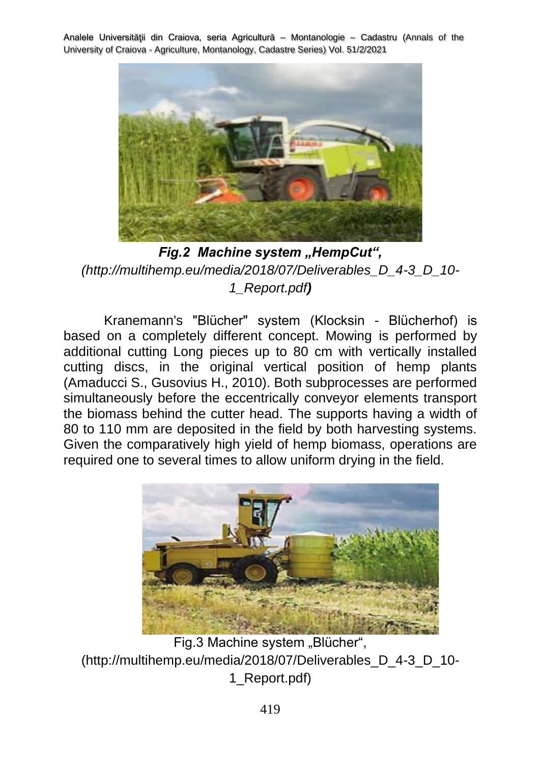***Fig.2 Machine system „HempCut“,***
*(http://multihemp.eu/media/2018/07/Deliverables_D_4-3_D_10-1_Report.pdf**)***

Kranemann's "Blücher" system (Klocksin - Blücherhof) is based on a completely different concept. Mowing is performed by additional cutting Long pieces up to 80 cm with vertically installed cutting discs, in the original vertical position of hemp plants (Amaducci S., Gusovius H., 2010). Both subprocesses are performed simultaneously before the eccentrically conveyor elements transport the biomass behind the cutter head. The supports having a width of 80 to 110 mm are deposited in the field by both harvesting systems. Given the comparatively high yield of hemp biomass, operations are required one to several times to allow uniform drying in the field.

Fig.3 Machine system „Blücher“, (http://multihemp.eu/media/2018/07/Deliverables_D_4-3_D_10-1_Report.pdf)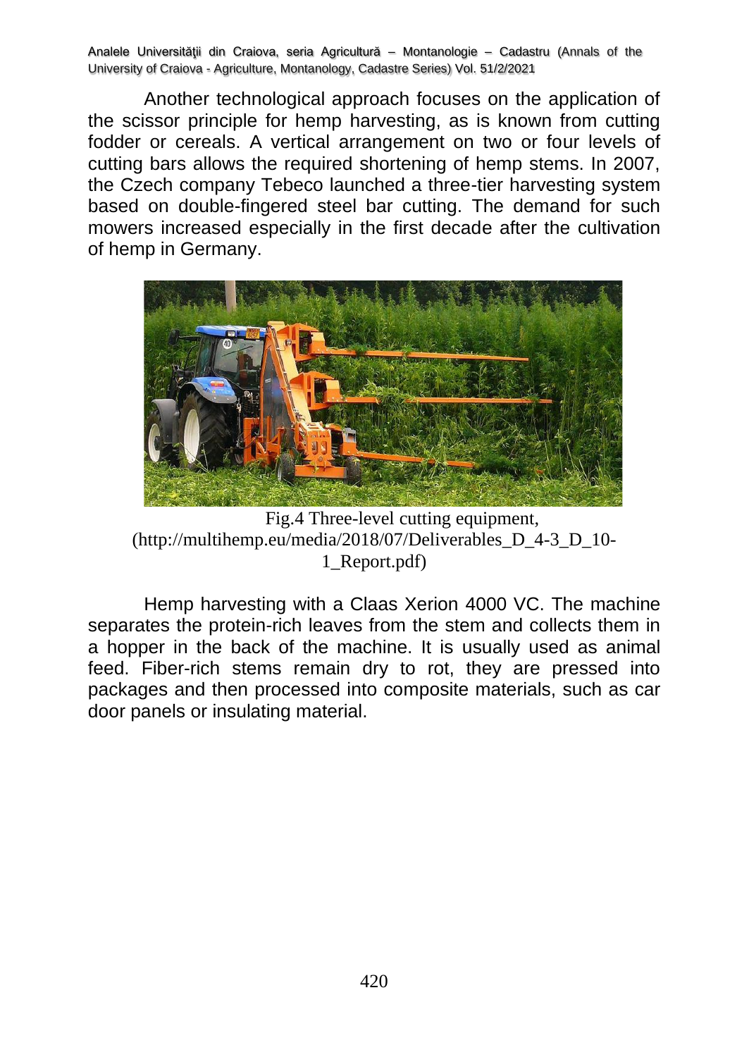Another technological approach focuses on the application of the scissor principle for hemp harvesting, as is known from cutting fodder or cereals. A vertical arrangement on two or four levels of cutting bars allows the required shortening of hemp stems. In 2007, the Czech company Tebeco launched a three-tier harvesting system based on double-fingered steel bar cutting. The demand for such mowers increased especially in the first decade after the cultivation of hemp in Germany.

Fig.4 Three-level cutting equipment, (http://multihemp.eu/media/2018/07/Deliverables_D_4-3_D_10-1_Report.pdf)

Hemp harvesting with a Claas Xerion 4000 VC. The machine separates the protein-rich leaves from the stem and collects them in a hopper in the back of the machine. It is usually used as animal feed. Fiber-rich stems remain dry to rot, they are pressed into packages and then processed into composite materials, such as car door panels or insulating material.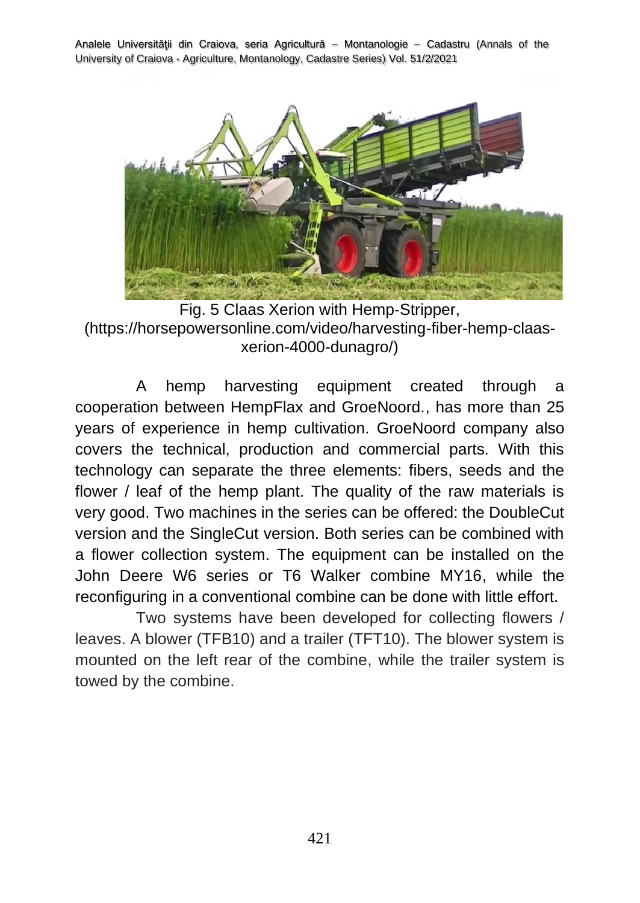Fig. 5 Claas Xerion with Hemp-Stripper, (https://horsepowersonline.com/video/harvesting-fiber-hemp-claas-xerion-4000-dunagro/)

A hemp harvesting equipment created through a cooperation between HempFlax and GroeNoord., has more than 25 years of experience in hemp cultivation. GroeNoord company also covers the technical, production and commercial parts. With this technology can separate the three elements: fibers, seeds and the flower / leaf of the hemp plant. The quality of the raw materials is very good. Two machines in the series can be offered: the DoubleCut version and the SingleCut version. Both series can be combined with a flower collection system. The equipment can be installed on the John Deere W6 series or T6 Walker combine MY16, while the reconfiguring in a conventional combine can be done with little effort.

Two systems have been developed for collecting flowers / leaves. A blower (TFB10) and a trailer (TFT10). The blower system is mounted on the left rear of the combine, while the trailer system is towed by the combine.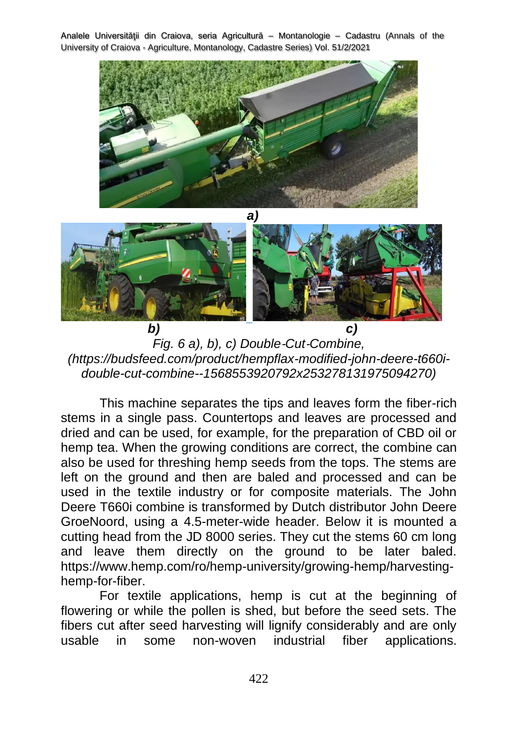*a)*

*b)* *c)*

*Fig. 6 a), b), c) Double-Cut-Combine, (https://budsfeed.com/product/hempflax-modified-john-deere-t660i-double-cut-combine--1568553920792x253278131975094270)*

This machine separates the tips and leaves form the fiber-rich stems in a single pass. Countertops and leaves are processed and dried and can be used, for example, for the preparation of CBD oil or hemp tea. When the growing conditions are correct, the combine can also be used for threshing hemp seeds from the tops. The stems are left on the ground and then are baled and processed and can be used in the textile industry or for composite materials. The John Deere T660i combine is transformed by Dutch distributor John Deere GroeNoord, using a 4.5-meter-wide header. Below it is mounted a cutting head from the JD 8000 series. They cut the stems 60 cm long and leave them directly on the ground to be later baled. https://www.hemp.com/ro/hemp-university/growing-hemp/harvesting-hemp-for-fiber.

For textile applications, hemp is cut at the beginning of flowering or while the pollen is shed, but before the seed sets. The fibers cut after seed harvesting will lignify considerably and are only usable in some non-woven industrial fiber applications.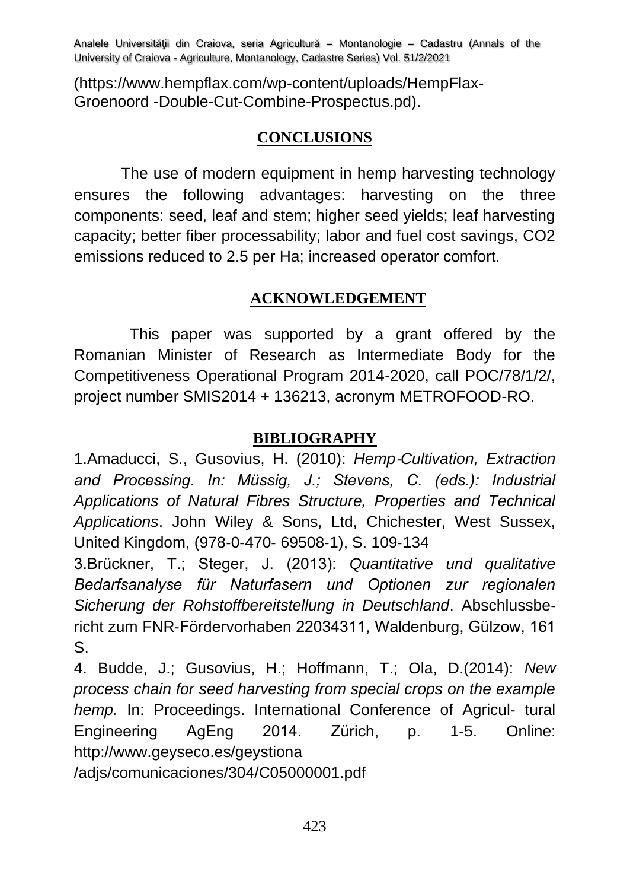(https://www.hempflax.com/wp-content/uploads/HempFlax-Groenoord -Double-Cut-Combine-Prospectus.pd).

## CONCLUSIONS

The use of modern equipment in hemp harvesting technology ensures the following advantages: harvesting on the three components: seed, leaf and stem; higher seed yields; leaf harvesting capacity; better fiber processability; labor and fuel cost savings, $CO_2$ emissions reduced to 2.5 per Ha; increased operator comfort.

## ACKNOWLEDGEMENT

This paper was supported by a grant offered by the Romanian Minister of Research as Intermediate Body for the Competitiveness Operational Program 2014-2020, call POC/78/1/2/, project number SMIS2014 + 136213, acronym METROFOOD-RO.

## BIBLIOGRAPHY

1.Amaducci, S., Gusovius, H. (2010): *Hemp-Cultivation, Extraction and Processing. In: Müssig, J.; Stevens, C. (eds.): Industrial Applications of Natural Fibres Structure, Properties and Technical Applications*. John Wiley & Sons, Ltd, Chichester, West Sussex, United Kingdom, (978-0-470- 69508-1), S. 109-134

3.Brückner, T.; Steger, J. (2013): *Quantitative und qualitative Bedarfsanalyse für Naturfasern und Optionen zur regionalen Sicherung der Rohstoffbereitstellung in Deutschland*. Abschlussbericht zum FNR-Fördervorhaben 22034311, Waldenburg, Gülzow, 161 S.

4. Budde, J.; Gusovius, H.; Hoffmann, T.; Ola, D.(2014): *New process chain for seed harvesting from special crops on the example hemp.* In: Proceedings. International Conference of Agricul- tural Engineering AgEng 2014. Zürich, p. 1-5. Online: http://www.geyseco.es/geystiona /adjs/comunicaciones/304/C05000001.pdf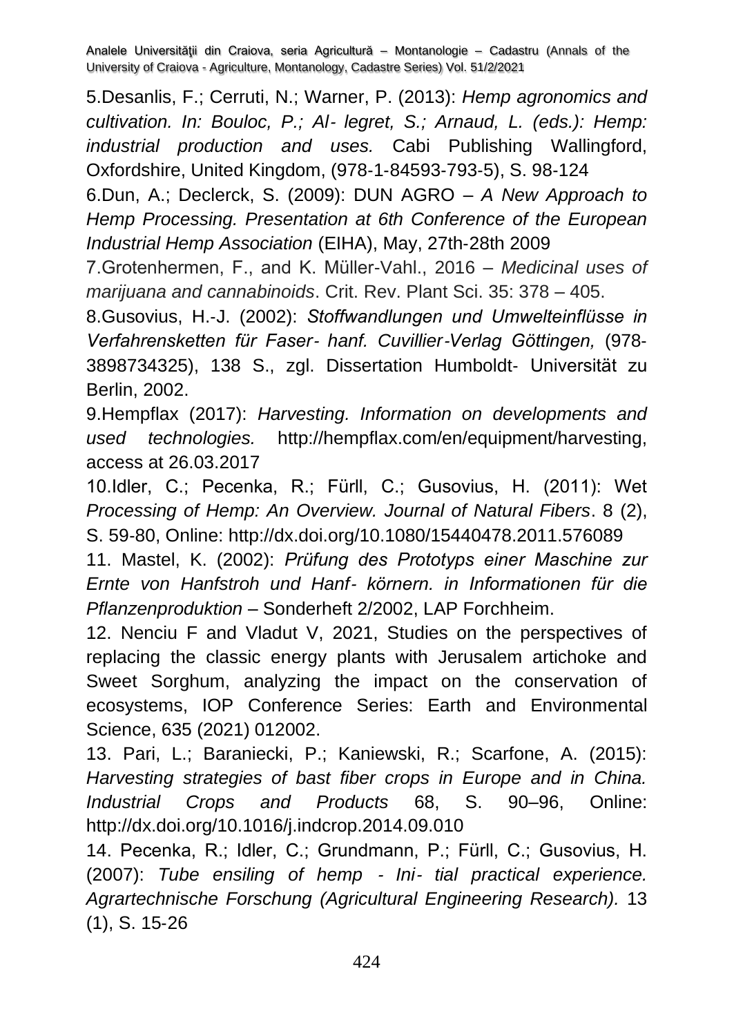5.Desanlis, F.; Cerruti, N.; Warner, P. (2013): *Hemp agronomics and cultivation. In: Bouloc, P.; Al- legret, S.; Arnaud, L. (eds.): Hemp: industrial production and uses.* Cabi Publishing Wallingford, Oxfordshire, United Kingdom, (978-1-84593-793-5), S. 98-124

6.Dun, A.; Declerck, S. (2009): DUN AGRO – *A New Approach to Hemp Processing. Presentation at 6th Conference of the European Industrial Hemp Association* (EIHA), May, 27th-28th 2009

7.Grotenhermen, F., and K. Müller-Vahl., 2016 – *Medicinal uses of marijuana and cannabinoids*. Crit. Rev. Plant Sci. 35: 378 – 405.

8.Gusovius, H.-J. (2002): *Stoffwandlungen und Umwelteinflüsse in Verfahrensketten für Faser- hanf. Cuvillier-Verlag Göttingen,* (978-3898734325), 138 S., zgl. Dissertation Humboldt- Universität zu Berlin, 2002.

9.Hempflax (2017): *Harvesting. Information on developments and used technologies.* http://hempflax.com/en/equipment/harvesting, access at 26.03.2017

10.Idler, C.; Pecenka, R.; Fürll, C.; Gusovius, H. (2011): Wet *Processing of Hemp: An Overview. Journal of Natural Fibers*. 8 (2), S. 59-80, Online: http://dx.doi.org/10.1080/15440478.2011.576089

11. Mastel, K. (2002): *Prüfung des Prototyps einer Maschine zur Ernte von Hanfstroh und Hanf- körnern. in Informationen für die Pflanzenproduktion* – Sonderheft 2/2002, LAP Forchheim.

12. Nenciu F and Vladut V, 2021, Studies on the perspectives of replacing the classic energy plants with Jerusalem artichoke and Sweet Sorghum, analyzing the impact on the conservation of ecosystems, IOP Conference Series: Earth and Environmental Science, 635 (2021) 012002.

13. Pari, L.; Baraniecki, P.; Kaniewski, R.; Scarfone, A. (2015): *Harvesting strategies of bast fiber crops in Europe and in China. Industrial Crops and Products* 68, S. 90–96, Online: http://dx.doi.org/10.1016/j.indcrop.2014.09.010

14. Pecenka, R.; Idler, C.; Grundmann, P.; Fürll, C.; Gusovius, H. (2007): *Tube ensiling of hemp - Ini- tial practical experience. Agrartechnische Forschung (Agricultural Engineering Research).* 13 (1), S. 15-26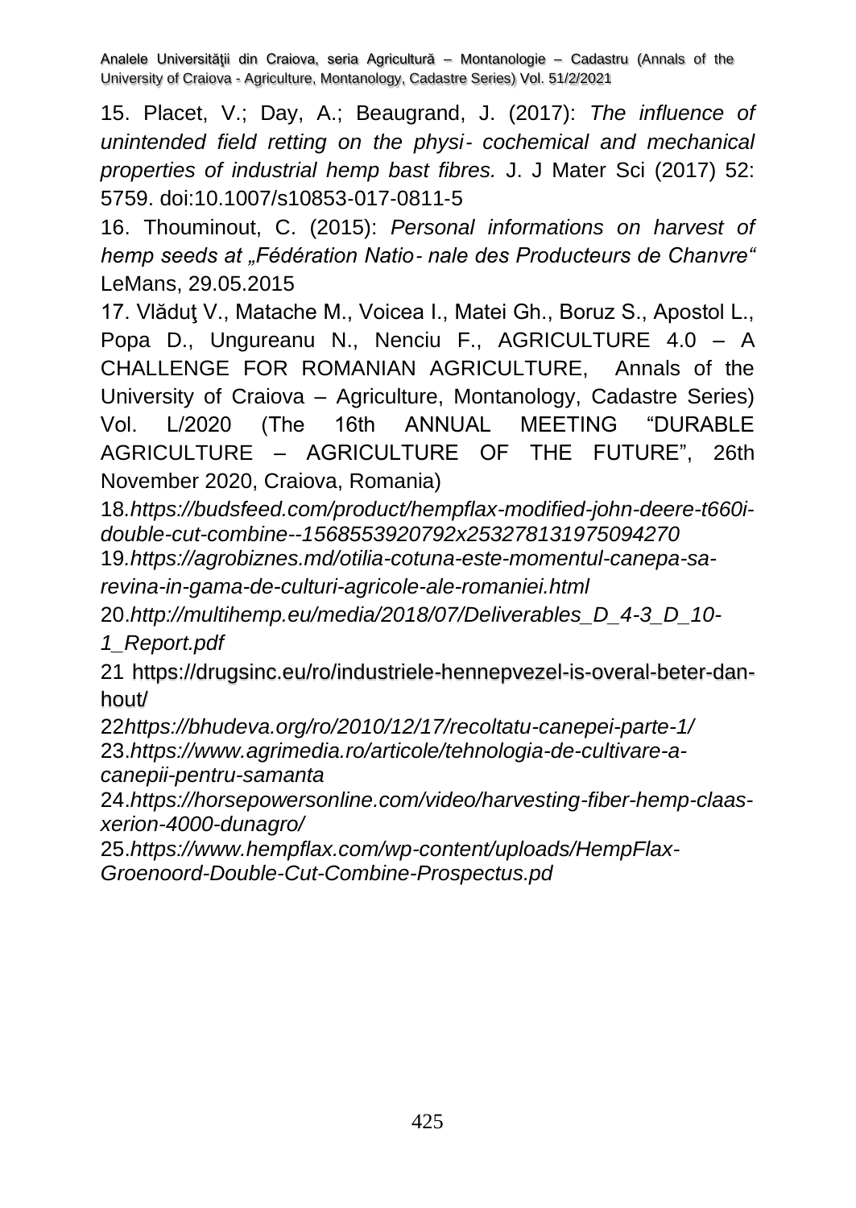15. Placet, V.; Day, A.; Beaugrand, J. (2017): *The influence of unintended field retting on the physi- cochemical and mechanical properties of industrial hemp bast fibres.* J. J Mater Sci (2017) 52: 5759. doi:10.1007/s10853-017-0811-5

16. Thouminout, C. (2015): *Personal informations on harvest of hemp seeds at „Fédération Natio- nale des Producteurs de Chanvre"* LeMans, 29.05.2015

17. Vlăduţ V., Matache M., Voicea I., Matei Gh., Boruz S., Apostol L., Popa D., Ungureanu N., Nenciu F., AGRICULTURE 4.0 – A CHALLENGE FOR ROMANIAN AGRICULTURE, Annals of the University of Craiova – Agriculture, Montanology, Cadastre Series) Vol. L/2020 (The 16th ANNUAL MEETING "DURABLE AGRICULTURE – AGRICULTURE OF THE FUTURE", 26th November 2020, Craiova, Romania)

18.*https://budsfeed.com/product/hempflax-modified-john-deere-t660i-double-cut-combine--1568553920792x253278131975094270*

19.*https://agrobiznes.md/otilia-cotuna-este-momentul-canepa-sa-revina-in-gama-de-culturi-agricole-ale-romaniei.html*

20.*http://multihemp.eu/media/2018/07/Deliverables_D_4-3_D_10-1_Report.pdf*

21 https://drugsinc.eu/ro/industriele-hennepvezel-is-overal-beter-dan-hout/

22*https://bhudeva.org/ro/2010/12/17/recoltatu-canepei-parte-1/*

23.*https://www.agrimedia.ro/articole/tehnologia-de-cultivare-a-canepii-pentru-samanta*

24.*https://horsepowersonline.com/video/harvesting-fiber-hemp-claas-xerion-4000-dunagro/*

25.*https://www.hempflax.com/wp-content/uploads/HempFlax-Groenoord-Double-Cut-Combine-Prospectus.pd*